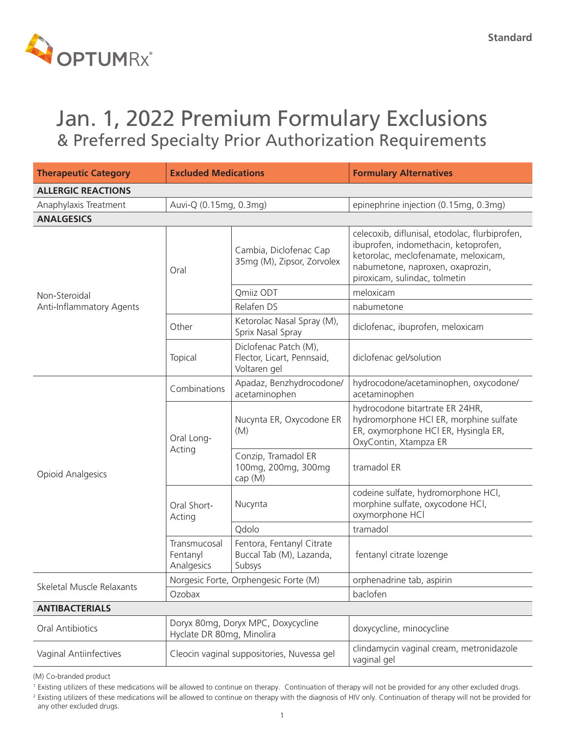Standard

# Jan. 1, 2022 Premium Formulary Exclusions
## & Preferred Specialty Prior Authorization Requirements

| Therapeutic Category | Excluded Medications | | Formulary Alternatives |
|---|---|---|---|
| **ALLERGIC REACTIONS** | | | |
| Anaphylaxis Treatment | Auvi-Q (0.15mg, 0.3mg) | | epinephrine injection (0.15mg, 0.3mg) |
| **ANALGESICS** | | | |
| Non-Steroidal Anti-Inflammatory Agents | Oral | Cambia, Diclofenac Cap 35mg (M), Zipsor, Zorvolex | celecoxib, diflunisal, etodolac, flurbiprofen, ibuprofen, indomethacin, ketoprofen, ketorolac, meclofenamate, meloxicam, nabumetone, naproxen, oxaprozin, piroxicam, sulindac, tolmetin |
| | | Qmiiz ODT | meloxicam |
| | | Relafen DS | nabumetone |
| | Other | Ketorolac Nasal Spray (M), Sprix Nasal Spray | diclofenac, ibuprofen, meloxicam |
| | Topical | Diclofenac Patch (M), Flector, Licart, Pennsaid, Voltaren gel | diclofenac gel/solution |
| Opioid Analgesics | Combinations | Apadaz, Benzhydrocodone/acetaminophen | hydrocodone/acetaminophen, oxycodone/acetaminophen |
| | Oral Long-Acting | Nucynta ER, Oxycodone ER (M) | hydrocodone bitartrate ER 24HR, hydromorphone HCl ER, morphine sulfate ER, oxymorphone HCl ER, Hysingla ER, OxyContin, Xtampza ER |
| | | Conzip, Tramadol ER 100mg, 200mg, 300mg cap (M) | tramadol ER |
| | Oral Short-Acting | Nucynta | codeine sulfate, hydromorphone HCl, morphine sulfate, oxycodone HCl, oxymorphone HCl |
| | | Qdolo | tramadol |
| | Transmucosal Fentanyl Analgesics | Fentora, Fentanyl Citrate Buccal Tab (M), Lazanda, Subsys | fentanyl citrate lozenge |
| Skeletal Muscle Relaxants | Norgesic Forte, Orphengesic Forte (M) | | orphenadrine tab, aspirin |
| | Ozobax | | baclofen |
| **ANTIBACTERIALS** | | | |
| Oral Antibiotics | Doryx 80mg, Doryx MPC, Doxycycline Hyclate DR 80mg, Minolira | | doxycycline, minocycline |
| Vaginal Antiinfectives | Cleocin vaginal suppositories, Nuvessa gel | | clindamycin vaginal cream, metronidazole vaginal gel |

(M) Co-branded product

[1] Existing utilizers of these medications will be allowed to continue on therapy. Continuation of therapy will not be provided for any other excluded drugs.

[2] Existing utilizers of these medications will be allowed to continue on therapy with the diagnosis of HIV only. Continuation of therapy will not be provided for any other excluded drugs.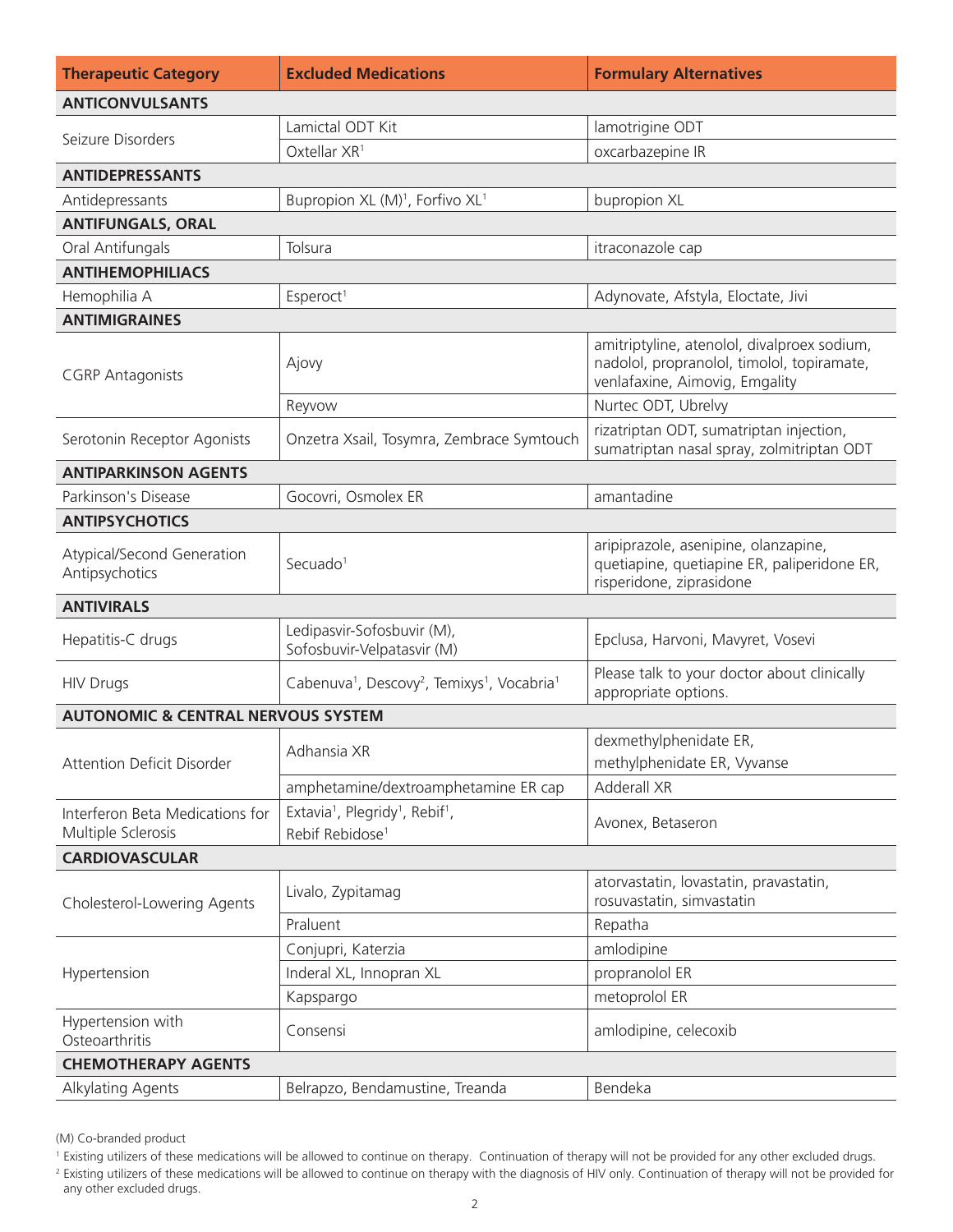| Therapeutic Category | Excluded Medications | Formulary Alternatives |
|---|---|---|
| **ANTICONVULSANTS** | | |
| Seizure Disorders | Lamictal ODT Kit | lamotrigine ODT |
| | Oxtellar XR[1] | oxcarbazepine IR |
| **ANTIDEPRESSANTS** | | |
| Antidepressants | Bupropion XL (M)[1], Forfivo XL[1] | bupropion XL |
| **ANTIFUNGALS, ORAL** | | |
| Oral Antifungals | Tolsura | itraconazole cap |
| **ANTIHEMOPHILIACS** | | |
| Hemophilia A | Esperoct[1] | Adynovate, Afstyla, Eloctate, Jivi |
| **ANTIMIGRAINES** | | |
| CGRP Antagonists | Ajovy | amitriptyline, atenolol, divalproex sodium, nadolol, propranolol, timolol, topiramate, venlafaxine, Aimovig, Emgality |
| | Reyvow | Nurtec ODT, Ubrelvy |
| Serotonin Receptor Agonists | Onzetra Xsail, Tosymra, Zembrace Symtouch | rizatriptan ODT, sumatriptan injection, sumatriptan nasal spray, zolmitriptan ODT |
| **ANTIPARKINSON AGENTS** | | |
| Parkinson's Disease | Gocovri, Osmolex ER | amantadine |
| **ANTIPSYCHOTICS** | | |
| Atypical/Second Generation Antipsychotics | Secuado[1] | aripiprazole, asenipine, olanzapine, quetiapine, quetiapine ER, paliperidone ER, risperidone, ziprasidone |
| **ANTIVIRALS** | | |
| Hepatitis-C drugs | Ledipasvir-Sofosbuvir (M), Sofosbuvir-Velpatasvir (M) | Epclusa, Harvoni, Mavyret, Vosevi |
| HIV Drugs | Cabenuva[1], Descovy[2], Temixys[1], Vocabria[1] | Please talk to your doctor about clinically appropriate options. |
| **AUTONOMIC & CENTRAL NERVOUS SYSTEM** | | |
| Attention Deficit Disorder | Adhansia XR | dexmethylphenidate ER, methylphenidate ER, Vyvanse |
| | amphetamine/dextroamphetamine ER cap | Adderall XR |
| Interferon Beta Medications for Multiple Sclerosis | Extavia[1], Plegridy[1], Rebif[1], Rebif Rebidose[1] | Avonex, Betaseron |
| **CARDIOVASCULAR** | | |
| Cholesterol-Lowering Agents | Livalo, Zypitamag | atorvastatin, lovastatin, pravastatin, rosuvastatin, simvastatin |
| | Praluent | Repatha |
| Hypertension | Conjupri, Katerzia | amlodipine |
| | Inderal XL, Innopran XL | propranolol ER |
| | Kapspargo | metoprolol ER |
| Hypertension with Osteoarthritis | Consensi | amlodipine, celecoxib |
| **CHEMOTHERAPY AGENTS** | | |
| Alkylating Agents | Belrapzo, Bendamustine, Treanda | Bendeka |

(M) Co-branded product

[1] Existing utilizers of these medications will be allowed to continue on therapy. Continuation of therapy will not be provided for any other excluded drugs.

[2] Existing utilizers of these medications will be allowed to continue on therapy with the diagnosis of HIV only. Continuation of therapy will not be provided for any other excluded drugs.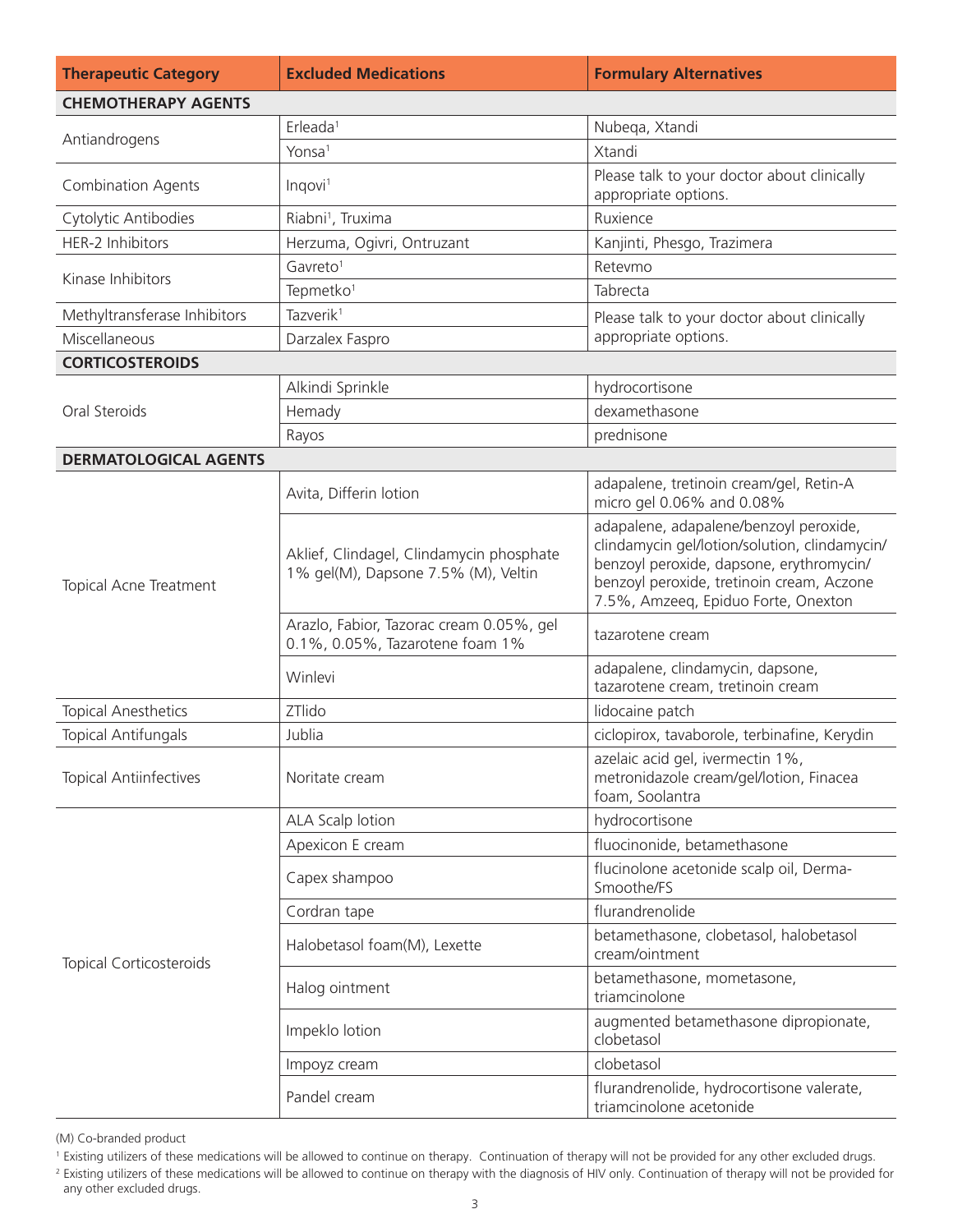| Therapeutic Category | Excluded Medications | Formulary Alternatives |
|---|---|---|
| **CHEMOTHERAPY AGENTS** | | |
| Antiandrogens | Erleada[1] | Nubeqa, Xtandi |
| | Yonsa[1] | Xtandi |
| Combination Agents | Inqovi[1] | Please talk to your doctor about clinically appropriate options. |
| Cytolytic Antibodies | Riabni[1], Truxima | Ruxience |
| HER-2 Inhibitors | Herzuma, Ogivri, Ontruzant | Kanjinti, Phesgo, Trazimera |
| Kinase Inhibitors | Gavreto[1] | Retevmo |
| | Tepmetko[1] | Tabrecta |
| Methyltransferase Inhibitors | Tazverik[1] | Please talk to your doctor about clinically appropriate options. |
| Miscellaneous | Darzalex Faspro | |
| **CORTICOSTEROIDS** | | |
| Oral Steroids | Alkindi Sprinkle | hydrocortisone |
| | Hemady | dexamethasone |
| | Rayos | prednisone |
| **DERMATOLOGICAL AGENTS** | | |
| Topical Acne Treatment | Avita, Differin lotion | adapalene, tretinoin cream/gel, Retin-A micro gel 0.06% and 0.08% |
| | Aklief, Clindagel, Clindamycin phosphate 1% gel(M), Dapsone 7.5% (M), Veltin | adapalene, adapalene/benzoyl peroxide, clindamycin gel/lotion/solution, clindamycin/benzoyl peroxide, dapsone, erythromycin/benzoyl peroxide, tretinoin cream, Aczone 7.5%, Amzeeq, Epiduo Forte, Onexton |
| | Arazlo, Fabior, Tazorac cream 0.05%, gel 0.1%, 0.05%, Tazarotene foam 1% | tazarotene cream |
| | Winlevi | adapalene, clindamycin, dapsone, tazarotene cream, tretinoin cream |
| Topical Anesthetics | ZTlido | lidocaine patch |
| Topical Antifungals | Jublia | ciclopirox, tavaborole, terbinafine, Kerydin |
| Topical Antiinfectives | Noritate cream | azelaic acid gel, ivermectin 1%, metronidazole cream/gel/lotion, Finacea foam, Soolantra |
| Topical Corticosteroids | ALA Scalp lotion | hydrocortisone |
| | Apexicon E cream | fluocinonide, betamethasone |
| | Capex shampoo | flucinolone acetonide scalp oil, Derma-Smoothe/FS |
| | Cordran tape | flurandrenolide |
| | Halobetasol foam(M), Lexette | betamethasone, clobetasol, halobetasol cream/ointment |
| | Halog ointment | betamethasone, mometasone, triamcinolone |
| | Impeklo lotion | augmented betamethasone dipropionate, clobetasol |
| | Impoyz cream | clobetasol |
| | Pandel cream | flurandrenolide, hydrocortisone valerate, triamcinolone acetonide |

(M) Co-branded product

[1] Existing utilizers of these medications will be allowed to continue on therapy. Continuation of therapy will not be provided for any other excluded drugs.

[2] Existing utilizers of these medications will be allowed to continue on therapy with the diagnosis of HIV only. Continuation of therapy will not be provided for any other excluded drugs.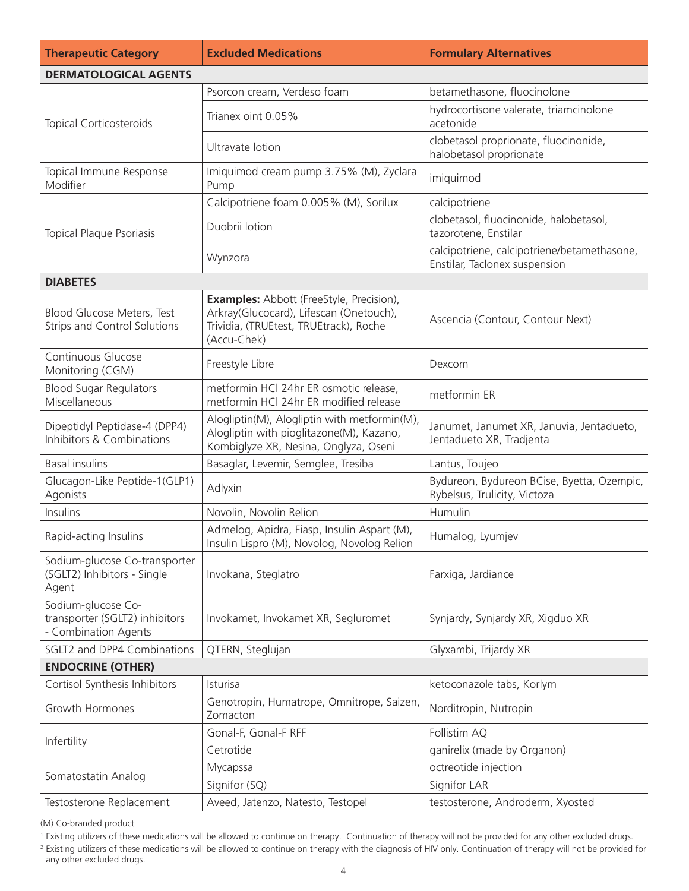| Therapeutic Category | Excluded Medications | Formulary Alternatives |
|---|---|---|
| **DERMATOLOGICAL AGENTS** | | |
| Topical Corticosteroids | Psorcon cream, Verdeso foam | betamethasone, fluocinolone |
| | Trianex oint 0.05% | hydrocortisone valerate, triamcinolone acetonide |
| | Ultravate lotion | clobetasol proprionate, fluocinonide, halobetasol proprionate |
| Topical Immune Response Modifier | Imiquimod cream pump 3.75% (M), Zyclara Pump | imiquimod |
| Topical Plaque Psoriasis | Calcipotriene foam 0.005% (M), Sorilux | calcipotriene |
| | Duobrii lotion | clobetasol, fluocinonide, halobetasol, tazorotene, Enstilar |
| | Wynzora | calcipotriene, calcipotriene/betamethasone, Enstilar, Taclonex suspension |
| **DIABETES** | | |
| Blood Glucose Meters, Test Strips and Control Solutions | **Examples:** Abbott (FreeStyle, Precision), Arkray(Glucocard), Lifescan (Onetouch), Trividia, (TRUEtest, TRUEtrack), Roche (Accu-Chek) | Ascencia (Contour, Contour Next) |
| Continuous Glucose Monitoring (CGM) | Freestyle Libre | Dexcom |
| Blood Sugar Regulators Miscellaneous | metformin HCl 24hr ER osmotic release, metformin HCl 24hr ER modified release | metformin ER |
| Dipeptidyl Peptidase-4 (DPP4) Inhibitors & Combinations | Alogliptin(M), Alogliptin with metformin(M), Alogliptin with pioglitazone(M), Kazano, Kombiglyze XR, Nesina, Onglyza, Oseni | Janumet, Janumet XR, Januvia, Jentadueto, Jentadueto XR, Tradjenta |
| Basal insulins | Basaglar, Levemir, Semglee, Tresiba | Lantus, Toujeo |
| Glucagon-Like Peptide-1(GLP1) Agonists | Adlyxin | Bydureon, Bydureon BCise, Byetta, Ozempic, Rybelsus, Trulicity, Victoza |
| Insulins | Novolin, Novolin Relion | Humulin |
| Rapid-acting Insulins | Admelog, Apidra, Fiasp, Insulin Aspart (M), Insulin Lispro (M), Novolog, Novolog Relion | Humalog, Lyumjev |
| Sodium-glucose Co-transporter (SGLT2) Inhibitors - Single Agent | Invokana, Steglatro | Farxiga, Jardiance |
| Sodium-glucose Co-transporter (SGLT2) inhibitors - Combination Agents | Invokamet, Invokamet XR, Segluromet | Synjardy, Synjardy XR, Xigduo XR |
| SGLT2 and DPP4 Combinations | QTERN, Steglujan | Glyxambi, Trijardy XR |
| **ENDOCRINE (OTHER)** | | |
| Cortisol Synthesis Inhibitors | Isturisa | ketoconazole tabs, Korlym |
| Growth Hormones | Genotropin, Humatrope, Omnitrope, Saizen, Zomacton | Norditropin, Nutropin |
| Infertility | Gonal-F, Gonal-F RFF | Follistim AQ |
| | Cetrotide | ganirelix (made by Organon) |
| Somatostatin Analog | Mycapssa | octreotide injection |
| | Signifor (SQ) | Signifor LAR |
| Testosterone Replacement | Aveed, Jatenzo, Natesto, Testopel | testosterone, Androderm, Xyosted |

(M) Co-branded product

[1] Existing utilizers of these medications will be allowed to continue on therapy. Continuation of therapy will not be provided for any other excluded drugs.

[2] Existing utilizers of these medications will be allowed to continue on therapy with the diagnosis of HIV only. Continuation of therapy will not be provided for any other excluded drugs.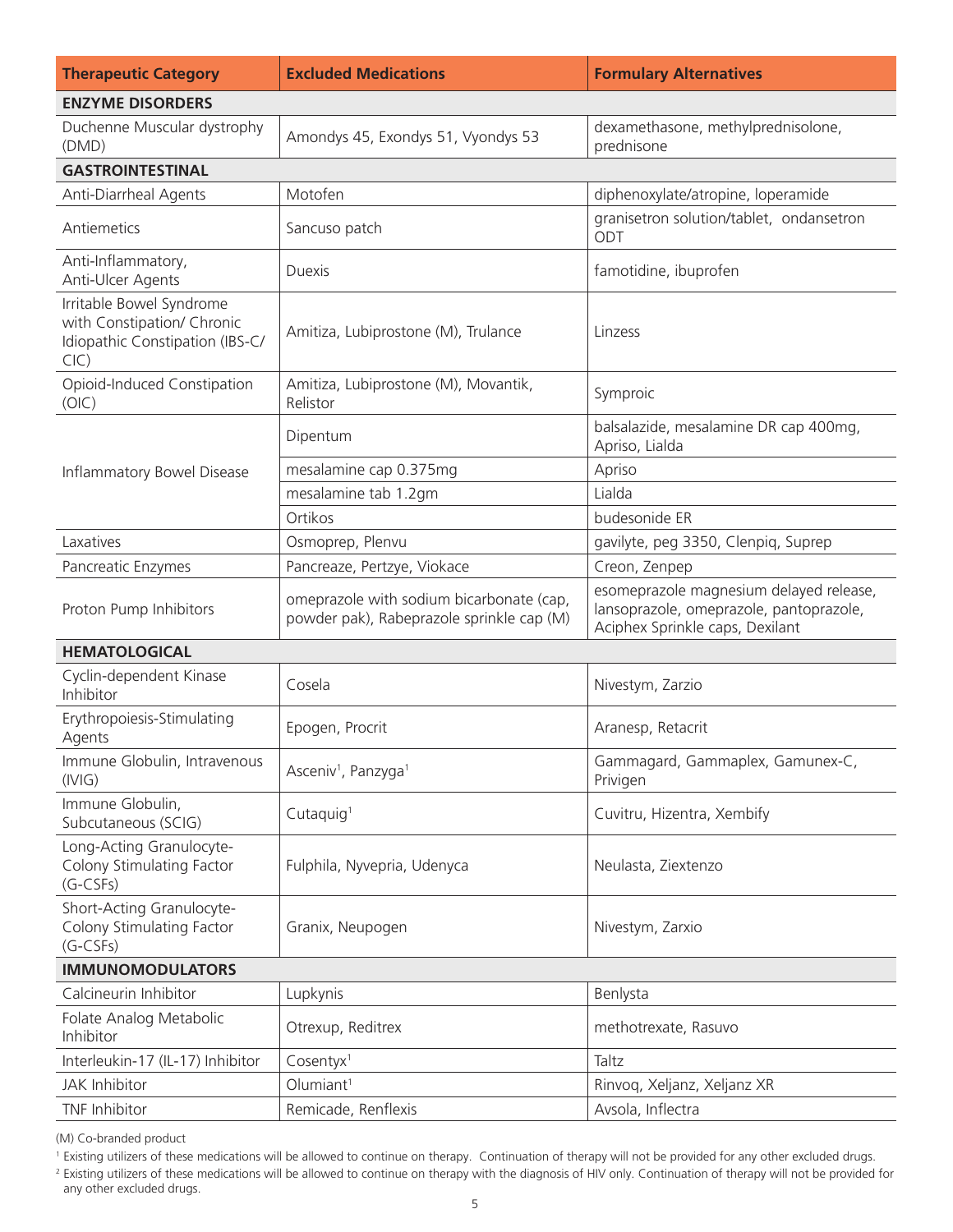| Therapeutic Category | Excluded Medications | Formulary Alternatives |
|---|---|---|
| **ENZYME DISORDERS** | | |
| Duchenne Muscular dystrophy (DMD) | Amondys 45, Exondys 51, Vyondys 53 | dexamethasone, methylprednisolone, prednisone |
| **GASTROINTESTINAL** | | |
| Anti-Diarrheal Agents | Motofen | diphenoxylate/atropine, loperamide |
| Antiemetics | Sancuso patch | granisetron solution/tablet, ondansetron ODT |
| Anti-Inflammatory, Anti-Ulcer Agents | Duexis | famotidine, ibuprofen |
| Irritable Bowel Syndrome with Constipation/ Chronic Idiopathic Constipation (IBS-C/CIC) | Amitiza, Lubiprostone (M), Trulance | Linzess |
| Opioid-Induced Constipation (OIC) | Amitiza, Lubiprostone (M), Movantik, Relistor | Symproic |
| Inflammatory Bowel Disease | Dipentum | balsalazide, mesalamine DR cap 400mg, Apriso, Lialda |
| | mesalamine cap 0.375mg | Apriso |
| | mesalamine tab 1.2gm | Lialda |
| | Ortikos | budesonide ER |
| Laxatives | Osmoprep, Plenvu | gavilyte, peg 3350, Clenpiq, Suprep |
| Pancreatic Enzymes | Pancreaze, Pertzye, Viokace | Creon, Zenpep |
| Proton Pump Inhibitors | omeprazole with sodium bicarbonate (cap, powder pak), Rabeprazole sprinkle cap (M) | esomeprazole magnesium delayed release, lansoprazole, omeprazole, pantoprazole, Aciphex Sprinkle caps, Dexilant |
| **HEMATOLOGICAL** | | |
| Cyclin-dependent Kinase Inhibitor | Cosela | Nivestym, Zarzio |
| Erythropoiesis-Stimulating Agents | Epogen, Procrit | Aranesp, Retacrit |
| Immune Globulin, Intravenous (IVIG) | Asceniv[1], Panzyga[1] | Gammagard, Gammaplex, Gamunex-C, Privigen |
| Immune Globulin, Subcutaneous (SCIG) | Cutaquig[1] | Cuvitru, Hizentra, Xembify |
| Long-Acting Granulocyte-Colony Stimulating Factor (G-CSFs) | Fulphila, Nyvepria, Udenyca | Neulasta, Ziextenzo |
| Short-Acting Granulocyte-Colony Stimulating Factor (G-CSFs) | Granix, Neupogen | Nivestym, Zarxio |
| **IMMUNOMODULATORS** | | |
| Calcineurin Inhibitor | Lupkynis | Benlysta |
| Folate Analog Metabolic Inhibitor | Otrexup, Reditrex | methotrexate, Rasuvo |
| Interleukin-17 (IL-17) Inhibitor | Cosentyx[1] | Taltz |
| JAK Inhibitor | Olumiant[1] | Rinvoq, Xeljanz, Xeljanz XR |
| TNF Inhibitor | Remicade, Renflexis | Avsola, Inflectra |

(M) Co-branded product

[1] Existing utilizers of these medications will be allowed to continue on therapy. Continuation of therapy will not be provided for any other excluded drugs.

[2] Existing utilizers of these medications will be allowed to continue on therapy with the diagnosis of HIV only. Continuation of therapy will not be provided for any other excluded drugs.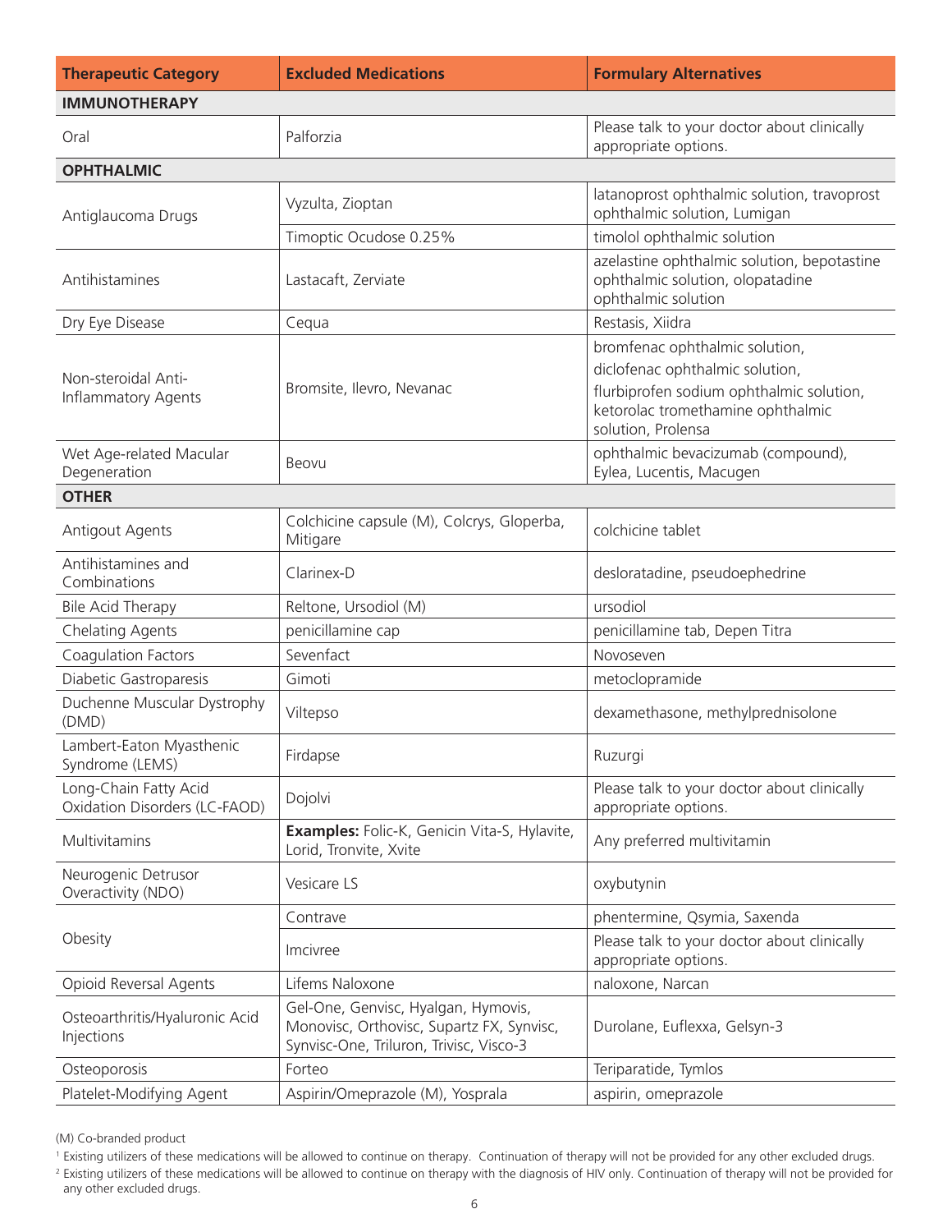| Therapeutic Category | Excluded Medications | Formulary Alternatives |
|---|---|---|
| **IMMUNOTHERAPY** | | |
| Oral | Palforzia | Please talk to your doctor about clinically appropriate options. |
| **OPHTHALMIC** | | |
| Antiglaucoma Drugs | Vyzulta, Zioptan | latanoprost ophthalmic solution, travoprost ophthalmic solution, Lumigan |
| | Timoptic Ocudose 0.25% | timolol ophthalmic solution |
| Antihistamines | Lastacaft, Zerviate | azelastine ophthalmic solution, bepotastine ophthalmic solution, olopatadine ophthalmic solution |
| Dry Eye Disease | Cequa | Restasis, Xiidra |
| Non-steroidal Anti-Inflammatory Agents | Bromsite, Ilevro, Nevanac | bromfenac ophthalmic solution, diclofenac ophthalmic solution, flurbiprofen sodium ophthalmic solution, ketorolac tromethamine ophthalmic solution, Prolensa |
| Wet Age-related Macular Degeneration | Beovu | ophthalmic bevacizumab (compound), Eylea, Lucentis, Macugen |
| **OTHER** | | |
| Antigout Agents | Colchicine capsule (M), Colcrys, Gloperba, Mitigare | colchicine tablet |
| Antihistamines and Combinations | Clarinex-D | desloratadine, pseudoephedrine |
| Bile Acid Therapy | Reltone, Ursodiol (M) | ursodiol |
| Chelating Agents | penicillamine cap | penicillamine tab, Depen Titra |
| Coagulation Factors | Sevenfact | Novoseven |
| Diabetic Gastroparesis | Gimoti | metoclopramide |
| Duchenne Muscular Dystrophy (DMD) | Viltepso | dexamethasone, methylprednisolone |
| Lambert-Eaton Myasthenic Syndrome (LEMS) | Firdapse | Ruzurgi |
| Long-Chain Fatty Acid Oxidation Disorders (LC-FAOD) | Dojolvi | Please talk to your doctor about clinically appropriate options. |
| Multivitamins | **Examples:** Folic-K, Genicin Vita-S, Hylavite, Lorid, Tronvite, Xvite | Any preferred multivitamin |
| Neurogenic Detrusor Overactivity (NDO) | Vesicare LS | oxybutynin |
| Obesity | Contrave | phentermine, Qsymia, Saxenda |
| | Imcivree | Please talk to your doctor about clinically appropriate options. |
| Opioid Reversal Agents | Lifems Naloxone | naloxone, Narcan |
| Osteoarthritis/Hyaluronic Acid Injections | Gel-One, Genvisc, Hyalgan, Hymovis, Monovisc, Orthovisc, Supartz FX, Synvisc, Synvisc-One, Triluron, Trivisc, Visco-3 | Durolane, Euflexxa, Gelsyn-3 |
| Osteoporosis | Forteo | Teriparatide, Tymlos |
| Platelet-Modifying Agent | Aspirin/Omeprazole (M), Yosprala | aspirin, omeprazole |

(M) Co-branded product

[1] Existing utilizers of these medications will be allowed to continue on therapy. Continuation of therapy will not be provided for any other excluded drugs.

[2] Existing utilizers of these medications will be allowed to continue on therapy with the diagnosis of HIV only. Continuation of therapy will not be provided for any other excluded drugs.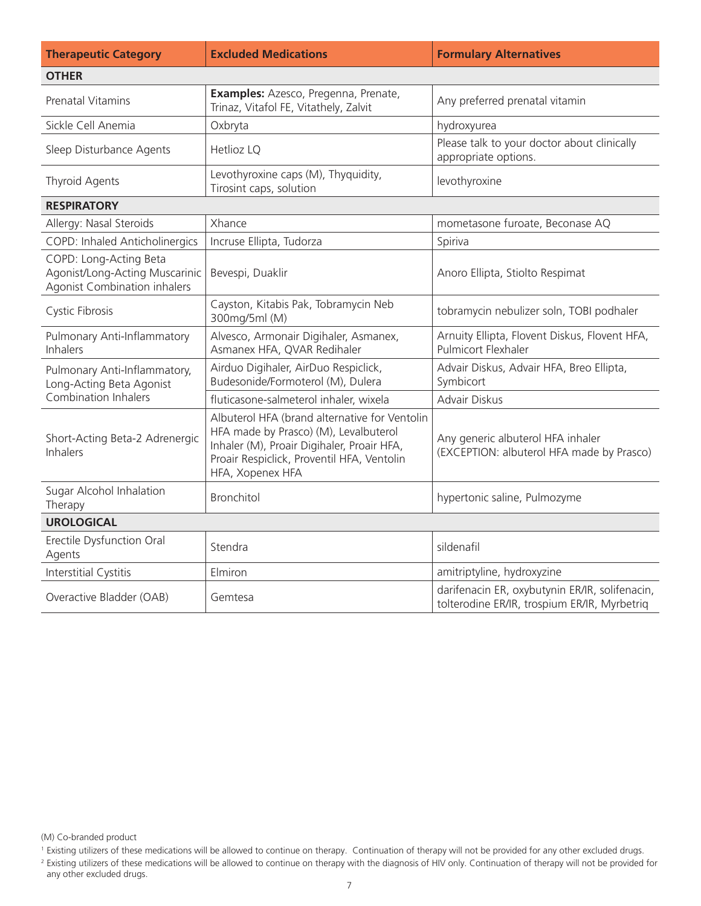| Therapeutic Category | Excluded Medications | Formulary Alternatives |
|---|---|---|
| **OTHER** | | |
| Prenatal Vitamins | **Examples:** Azesco, Pregenna, Prenate, Trinaz, Vitafol FE, Vitathely, Zalvit | Any preferred prenatal vitamin |
| Sickle Cell Anemia | Oxbryta | hydroxyurea |
| Sleep Disturbance Agents | Hetlioz LQ | Please talk to your doctor about clinically appropriate options. |
| Thyroid Agents | Levothyroxine caps (M), Thyquidity, Tirosint caps, solution | levothyroxine |
| **RESPIRATORY** | | |
| Allergy: Nasal Steroids | Xhance | mometasone furoate, Beconase AQ |
| COPD: Inhaled Anticholinergics | Incruse Ellipta, Tudorza | Spiriva |
| COPD: Long-Acting Beta Agonist/Long-Acting Muscarinic Agonist Combination inhalers | Bevespi, Duaklir | Anoro Ellipta, Stiolto Respimat |
| Cystic Fibrosis | Cayston, Kitabis Pak, Tobramycin Neb 300mg/5ml (M) | tobramycin nebulizer soln, TOBI podhaler |
| Pulmonary Anti-Inflammatory Inhalers | Alvesco, Armonair Digihaler, Asmanex, Asmanex HFA, QVAR Redihaler | Arnuity Ellipta, Flovent Diskus, Flovent HFA, Pulmicort Flexhaler |
| Pulmonary Anti-Inflammatory, Long-Acting Beta Agonist Combination Inhalers | Airduo Digihaler, AirDuo Respiclick, Budesonide/Formoterol (M), Dulera | Advair Diskus, Advair HFA, Breo Ellipta, Symbicort |
| | fluticasone-salmeterol inhaler, wixela | Advair Diskus |
| Short-Acting Beta-2 Adrenergic Inhalers | Albuterol HFA (brand alternative for Ventolin HFA made by Prasco) (M), Levalbuterol Inhaler (M), Proair Digihaler, Proair HFA, Proair Respiclick, Proventil HFA, Ventolin HFA, Xopenex HFA | Any generic albuterol HFA inhaler (EXCEPTION: albuterol HFA made by Prasco) |
| Sugar Alcohol Inhalation Therapy | Bronchitol | hypertonic saline, Pulmozyme |
| **UROLOGICAL** | | |
| Erectile Dysfunction Oral Agents | Stendra | sildenafil |
| Interstitial Cystitis | Elmiron | amitriptyline, hydroxyzine |
| Overactive Bladder (OAB) | Gemtesa | darifenacin ER, oxybutynin ER/IR, solifenacin, tolterodine ER/IR, trospium ER/IR, Myrbetriq |

(M) Co-branded product

[1] Existing utilizers of these medications will be allowed to continue on therapy. Continuation of therapy will not be provided for any other excluded drugs.

[2] Existing utilizers of these medications will be allowed to continue on therapy with the diagnosis of HIV only. Continuation of therapy will not be provided for any other excluded drugs.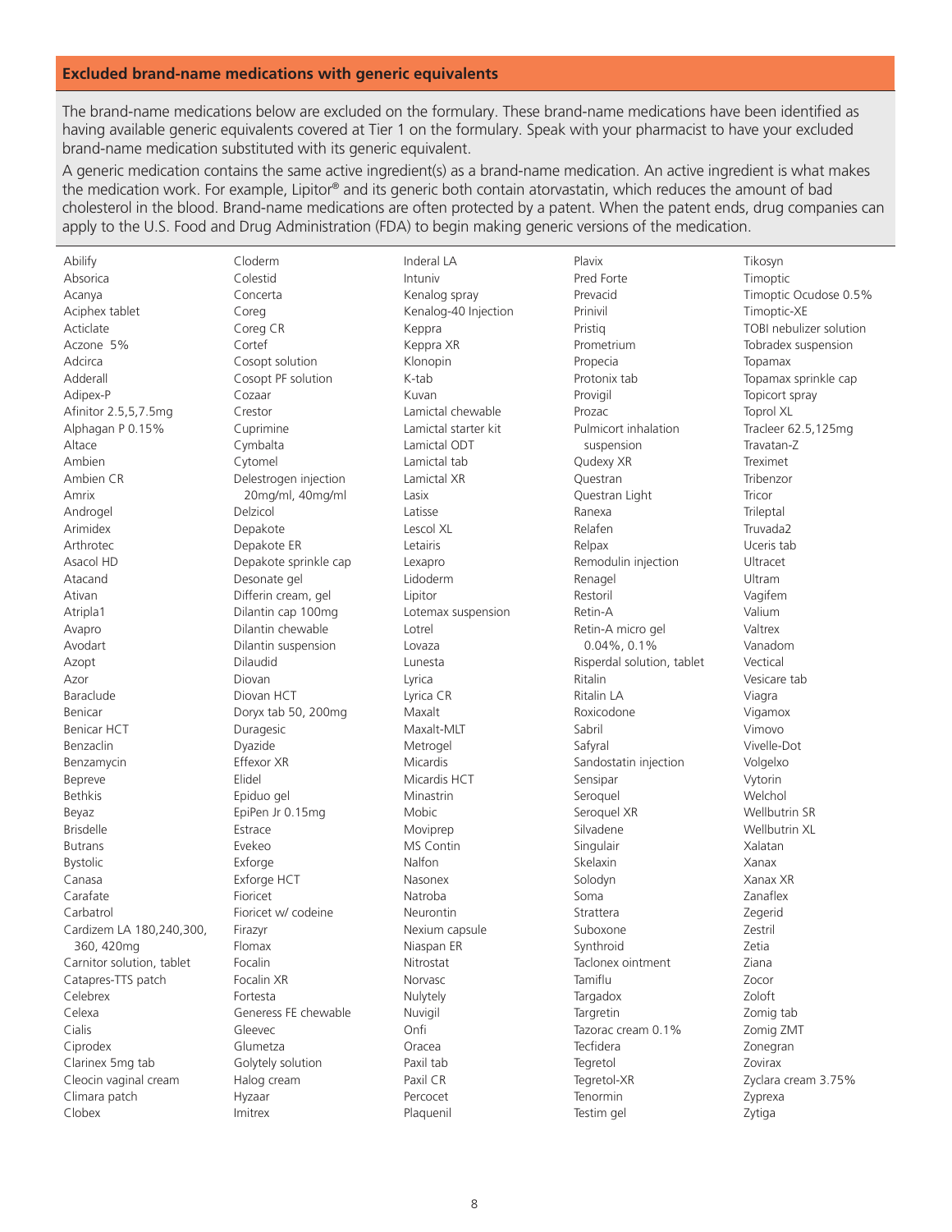## Excluded brand-name medications with generic equivalents

The brand-name medications below are excluded on the formulary. These brand-name medications have been identified as having available generic equivalents covered at Tier 1 on the formulary. Speak with your pharmacist to have your excluded brand-name medication substituted with its generic equivalent.

A generic medication contains the same active ingredient(s) as a brand-name medication. An active ingredient is what makes the medication work. For example, Lipitor® and its generic both contain atorvastatin, which reduces the amount of bad cholesterol in the blood. Brand-name medications are often protected by a patent. When the patent ends, drug companies can apply to the U.S. Food and Drug Administration (FDA) to begin making generic versions of the medication.

Abilify
Absorica
Acanya
Aciphex tablet
Acticlate
Aczone 5%
Adcirca
Adderall
Adipex-P
Afinitor 2.5,5,7.5mg
Alphagan P 0.15%
Altace
Ambien
Ambien CR
Amrix
Androgel
Arimidex
Arthrotec
Asacol HD
Atacand
Ativan
Atripla1
Avapro
Avodart
Azopt
Azor
Baraclude
Benicar
Benicar HCT
Benzaclin
Benzamycin
Bepreve
Bethkis
Beyaz
Brisdelle
Butrans
Bystolic
Canasa
Carafate
Carbatrol
Cardizem LA 180,240,300, 360, 420mg
Carnitor solution, tablet
Catapres-TTS patch
Celebrex
Celexa
Cialis
Ciprodex
Clarinex 5mg tab
Cleocin vaginal cream
Climara patch
Clobex
Cloderm
Colestid
Concerta
Coreg
Coreg CR
Cortef
Cosopt solution
Cosopt PF solution
Cozaar
Crestor
Cuprimine
Cymbalta
Cytomel
Delestrogen injection 20mg/ml, 40mg/ml
Delzicol
Depakote
Depakote ER
Depakote sprinkle cap
Desonate gel
Differin cream, gel
Dilantin cap 100mg
Dilantin chewable
Dilantin suspension
Dilaudid
Diovan
Diovan HCT
Doryx tab 50, 200mg
Duragesic
Dyazide
Effexor XR
Elidel
Epiduo gel
EpiPen Jr 0.15mg
Estrace
Evekeo
Exforge
Exforge HCT
Fioricet
Fioricet w/ codeine
Firazyr
Flomax
Focalin
Focalin XR
Fortesta
Generess FE chewable
Gleevec
Glumetza
Golytely solution
Halog cream
Hyzaar
Imitrex
Inderal LA
Intuniv
Kenalog spray
Kenalog-40 Injection
Keppra
Keppra XR
Klonopin
K-tab
Kuvan
Lamictal chewable
Lamictal starter kit
Lamictal ODT
Lamictal tab
Lamictal XR
Lasix
Latisse
Lescol XL
Letairis
Lexapro
Lidoderm
Lipitor
Lotemax suspension
Lotrel
Lovaza
Lunesta
Lyrica
Lyrica CR
Maxalt
Maxalt-MLT
Metrogel
Micardis
Micardis HCT
Minastrin
Mobic
Moviprep
MS Contin
Nalfon
Nasonex
Natroba
Neurontin
Nexium capsule
Niaspan ER
Nitrostat
Norvasc
Nulytely
Nuvigil
Onfi
Oracea
Paxil tab
Paxil CR
Percocet
Plaquenil
Plavix
Pred Forte
Prevacid
Prinivil
Pristiq
Prometrium
Propecia
Protonix tab
Provigil
Prozac
Pulmicort inhalation suspension
Qudexy XR
Questran
Questran Light
Ranexa
Relafen
Relpax
Remodulin injection
Renagel
Restoril
Retin-A
Retin-A micro gel 0.04%, 0.1%
Risperdal solution, tablet
Ritalin
Ritalin LA
Roxicodone
Sabril
Safyral
Sandostatin injection
Sensipar
Seroquel
Seroquel XR
Silvadene
Singulair
Skelaxin
Solodyn
Soma
Strattera
Suboxone
Synthroid
Taclonex ointment
Tamiflu
Targadox
Targretin
Tazorac cream 0.1%
Tecfidera
Tegretol
Tegretol-XR
Tenormin
Testim gel
Tikosyn
Timoptic
Timoptic Ocudose 0.5%
Timoptic-XE
TOBI nebulizer solution
Tobradex suspension
Topamax
Topamax sprinkle cap
Topicort spray
Toprol XL
Tracleer 62.5,125mg
Travatan-Z
Treximet
Tribenzor
Tricor
Trileptal
Truvada2
Uceris tab
Ultracet
Ultram
Vagifem
Valium
Valtrex
Vanadom
Vectical
Vesicare tab
Viagra
Vigamox
Vimovo
Vivelle-Dot
Volgelxo
Vytorin
Welchol
Wellbutrin SR
Wellbutrin XL
Xalatan
Xanax
Xanax XR
Zanaflex
Zegerid
Zestril
Zetia
Ziana
Zocor
Zoloft
Zomig tab
Zomig ZMT
Zonegran
Zovirax
Zyclara cream 3.75%
Zyprexa
Zytiga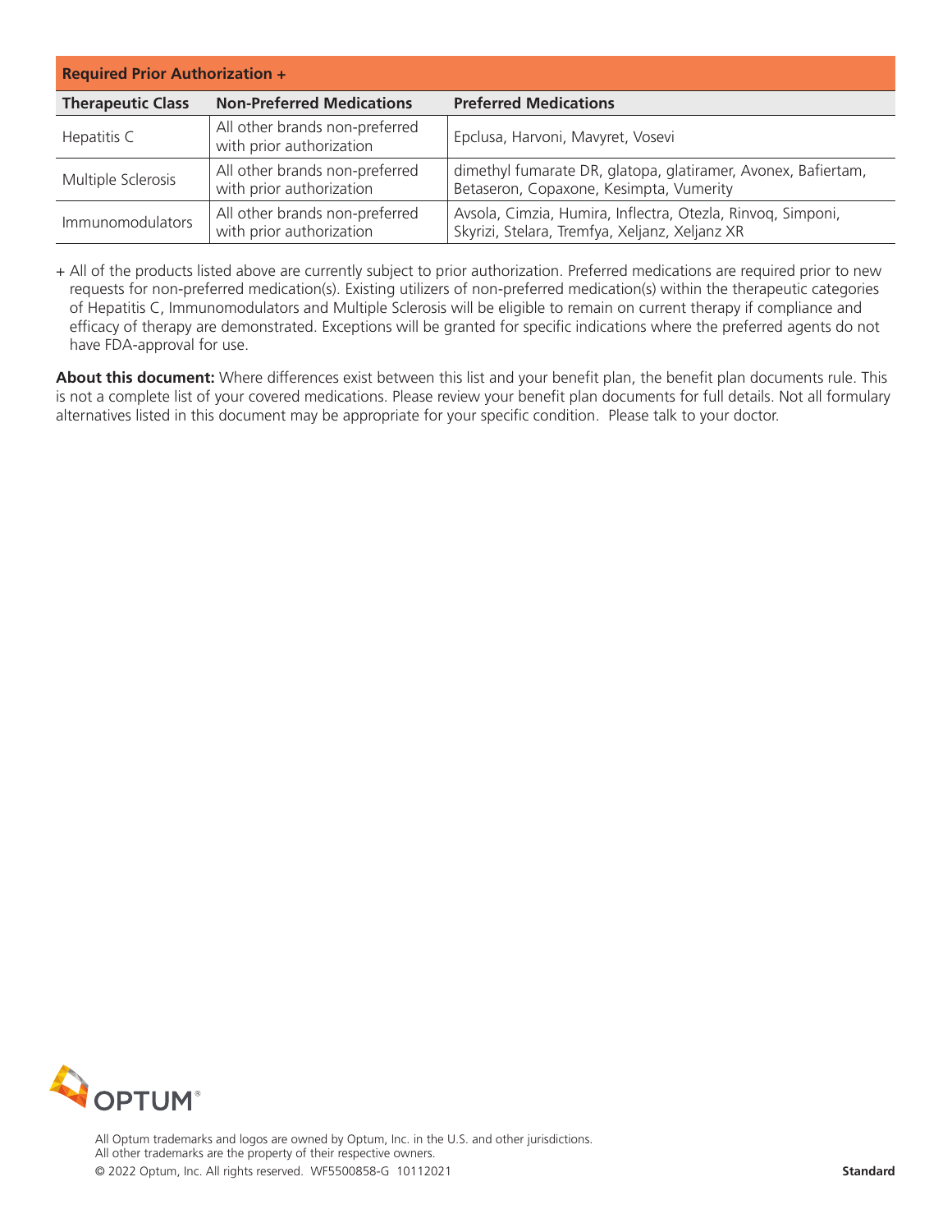| Required Prior Authorization + | | |
|---|---|---|
| **Therapeutic Class** | **Non-Preferred Medications** | **Preferred Medications** |
| Hepatitis C | All other brands non-preferred with prior authorization | Epclusa, Harvoni, Mavyret, Vosevi |
| Multiple Sclerosis | All other brands non-preferred with prior authorization | dimethyl fumarate DR, glatopa, glatiramer, Avonex, Bafiertam, Betaseron, Copaxone, Kesimpta, Vumerity |
| Immunomodulators | All other brands non-preferred with prior authorization | Avsola, Cimzia, Humira, Inflectra, Otezla, Rinvoq, Simponi, Skyrizi, Stelara, Tremfya, Xeljanz, Xeljanz XR |

+ All of the products listed above are currently subject to prior authorization. Preferred medications are required prior to new requests for non-preferred medication(s). Existing utilizers of non-preferred medication(s) within the therapeutic categories of Hepatitis C, Immunomodulators and Multiple Sclerosis will be eligible to remain on current therapy if compliance and efficacy of therapy are demonstrated. Exceptions will be granted for specific indications where the preferred agents do not have FDA-approval for use.

**About this document:** Where differences exist between this list and your benefit plan, the benefit plan documents rule. This is not a complete list of your covered medications. Please review your benefit plan documents for full details. Not all formulary alternatives listed in this document may be appropriate for your specific condition. Please talk to your doctor.

OPTUM®

All Optum trademarks and logos are owned by Optum, Inc. in the U.S. and other jurisdictions.
All other trademarks are the property of their respective owners.
© 2022 Optum, Inc. All rights reserved. WF5500858-G 10112021

**Standard**